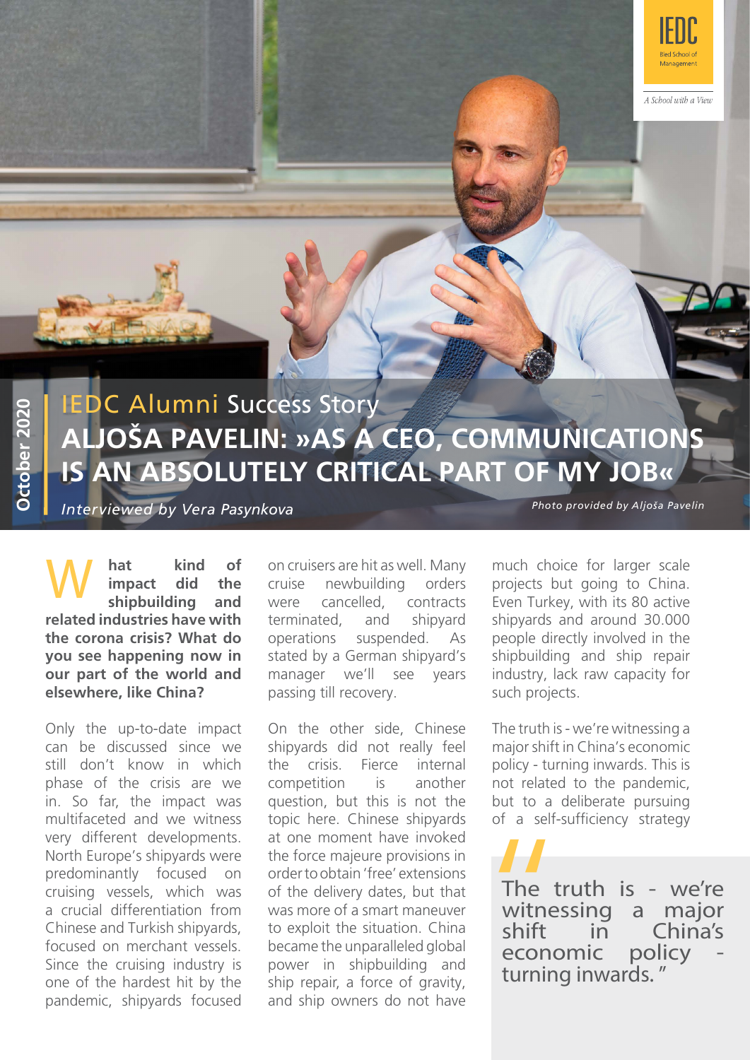IEDC Alumni Success Story

# ALJOŠA PAVELIN: »AS A CEO, COMMUNICATIONS IS AN ABSOLUTELY CRITICAL PART OF MY JOB«

*Interviewed by Vera Pasynkova*

*Photo provided by Aljoša Pavelin*

October 2020

**What kind of impact did the shipbuilding and related industries have with the corona crisis? What do you see happening now in our part of the world and elsewhere, like China?**

Only the up-to-date impact can be discussed since we still don't know in which phase of the crisis are we in. So far, the impact was multifaceted and we witness very different developments. North Europe's shipyards were predominantly focused on cruising vessels, which was a crucial differentiation from Chinese and Turkish shipyards, focused on merchant vessels. Since the cruising industry is one of the hardest hit by the pandemic, shipyards focused on cruisers are hit as well. Many cruise newbuilding orders were cancelled, contracts terminated, and shipyard operations suspended. As stated by a German shipyard's manager we'll see years passing till recovery.

On the other side, Chinese shipyards did not really feel the crisis. Fierce internal competition is another question, but this is not the topic here. Chinese shipyards at one moment have invoked the force majeure provisions in order to obtain 'free' extensions of the delivery dates, but that was more of a smart maneuver to exploit the situation. China became the unparalleled global power in shipbuilding and ship repair, a force of gravity, and ship owners do not have much choice for larger scale projects but going to China. Even Turkey, with its 80 active shipyards and around 30.000 people directly involved in the shipbuilding and ship repair industry, lack raw capacity for such projects.

The truth is - we're witnessing a major shift in China's economic policy - turning inwards. This is not related to the pandemic, but to a deliberate pursuing of a self-sufficiency strategy

> "The truth is - we're witnessing a major shift in China's economic policy - turning inwards."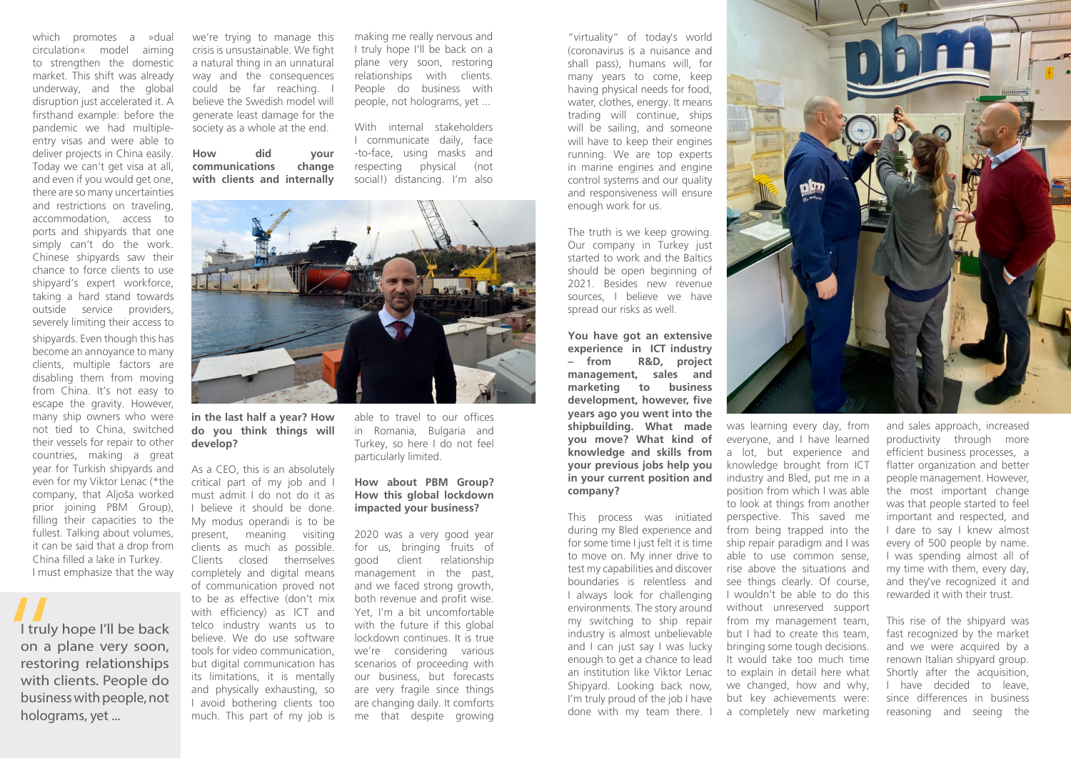which promotes a »dual circulation« model aiming to strengthen the domestic market. This shift was already underway, and the global disruption just accelerated it. A firsthand example: before the pandemic we had multiple-entry visas and were able to deliver projects in China easily. Today we can't get visa at all, and even if you would get one, there are so many uncertainties and restrictions on traveling, accommodation, access to ports and shipyards that one simply can't do the work. Chinese shipyards saw their chance to force clients to use shipyard's expert workforce, taking a hard stand towards outside service providers, severely limiting their access to shipyards. Even though this has become an annoyance to many clients, multiple factors are disabling them from moving from China. It's not easy to escape the gravity. However, many ship owners who were not tied to China, switched their vessels for repair to other countries, making a great year for Turkish shipyards and even for my Viktor Lenac (*the company, that Aljoša worked prior joining PBM Group), filling their capacities to the fullest. Talking about volumes, it can be said that a drop from China filled a lake in Turkey. I must emphasize that the way we're trying to manage this crisis is unsustainable. We fight a natural thing in an unnatural way and the consequences could be far reaching. I believe the Swedish model will generate least damage for the society as a whole at the end.

> "I truly hope I'll be back on a plane very soon, restoring relationships with clients. People do business with people, not holograms, yet ...

**How did your communications change with clients and internally in the last half a year? How do you think things will develop?**

As a CEO, this is an absolutely critical part of my job and I must admit I do not do it as I believe it should be done. My modus operandi is to be present, meaning visiting clients as much as possible. Clients closed themselves completely and digital means of communication proved not to be as effective (don't mix with efficiency) as ICT and telco industry wants us to believe. We do use software tools for video communication, but digital communication has its limitations, it is mentally and physically exhausting, so I avoid bothering clients too much. This part of my job is making me really nervous and I truly hope I'll be back on a plane very soon, restoring relationships with clients. People do business with people, not holograms, yet ...

With internal stakeholders I communicate daily, face-to-face, using masks and respecting physical (not social!) distancing. I'm also able to travel to our offices in Romania, Bulgaria and Turkey, so here I do not feel particularly limited.

**How about PBM Group? How this global lockdown impacted your business?**

2020 was a very good year for us, bringing fruits of good client relationship management in the past, and we faced strong growth, both revenue and profit wise. Yet, I'm a bit uncomfortable with the future if this global lockdown continues. It is true we're considering various scenarios of proceeding with our business, but forecasts are very fragile since things are changing daily. It comforts me that despite growing "virtuality" of today's world (coronavirus is a nuisance and shall pass), humans will, for many years to come, keep having physical needs for food, water, clothes, energy. It means trading will continue, ships will be sailing, and someone will have to keep their engines running. We are top experts in marine engines and engine control systems and our quality and responsiveness will ensure enough work for us.

The truth is we keep growing. Our company in Turkey just started to work and the Baltics should be open beginning of 2021. Besides new revenue sources, I believe we have spread our risks as well.

**You have got an extensive experience in ICT industry – from R&D, project management, sales and marketing to business development, however, five years ago you went into the shipbuilding. What made you move? What kind of knowledge and skills from your previous jobs help you in your current position and company?**

This process was initiated during my Bled experience and for some time I just felt it is time to move on. My inner drive to test my capabilities and discover boundaries is relentless and I always look for challenging environments. The story around my switching to ship repair industry is almost unbelievable and I can just say I was lucky enough to get a chance to lead an institution like Viktor Lenac Shipyard. Looking back now, I'm truly proud of the job I have done with my team there. I was learning every day, from everyone, and I have learned a lot, but experience and knowledge brought from ICT industry and Bled, put me in a position from which I was able to look at things from another perspective. This saved me from being trapped into the ship repair paradigm and I was able to use common sense, rise above the situations and see things clearly. Of course, I wouldn't be able to do this without unreserved support from my management team, but I had to create this team, bringing some tough decisions. It would take too much time to explain in detail here what we changed, how and why, but key achievements were: a completely new marketing and sales approach, increased productivity through more efficient business processes, a flatter organization and better people management. However, the most important change was that people started to feel important and respected, and I dare to say I knew almost every of 500 people by name. I was spending almost all of my time with them, every day, and they've recognized it and rewarded it with their trust.

This rise of the shipyard was fast recognized by the market and we were acquired by a renown Italian shipyard group. Shortly after the acquisition, I have decided to leave, since differences in business reasoning and seeing the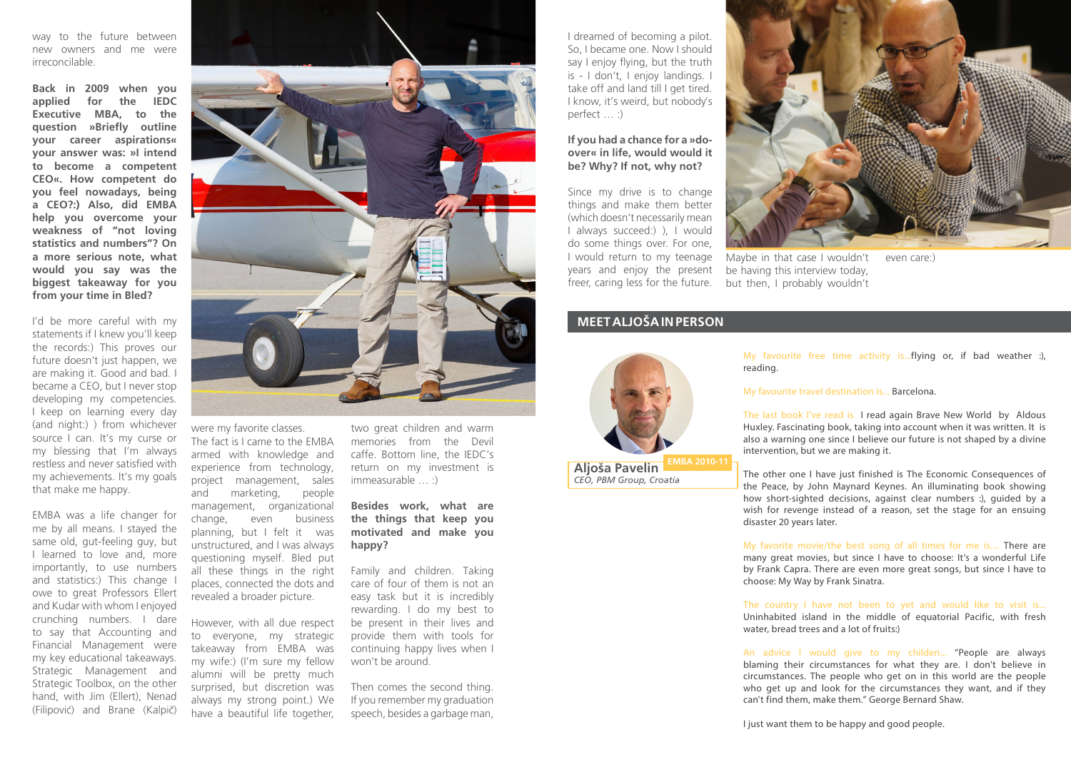way to the future between new owners and me were irreconcilable.

**Back in 2009 when you applied for the IEDC Executive MBA, to the question »Briefly outline your career aspirations« your answer was: »I intend to become a competent CEO«. How competent do you feel nowadays, being a CEO?:) Also, did EMBA help you overcome your weakness of "not loving statistics and numbers"? On a more serious note, what would you say was the biggest takeaway for you from your time in Bled?**

I'd be more careful with my statements if I knew you'll keep the records:) This proves our future doesn't just happen, we are making it. Good and bad. I became a CEO, but I never stop developing my competencies. I keep on learning every day (and night:) ) from whichever source I can. It's my curse or my blessing that I'm always restless and never satisfied with my achievements. It's my goals that make me happy.

EMBA was a life changer for me by all means. I stayed the same old, gut-feeling guy, but I learned to love and, more importantly, to use numbers and statistics:) This change I owe to great Professors Ellert and Kudar with whom I enjoyed crunching numbers. I dare to say that Accounting and Financial Management were my key educational takeaways. Strategic Management and Strategic Toolbox, on the other hand, with Jim (Ellert), Nenad (Filipović) and Brane (Kalpič) were my favorite classes. The fact is I came to the EMBA armed with knowledge and experience from technology, project management, sales and marketing, people management, organizational change, even business planning, but I felt it was unstructured, and I was always questioning myself. Bled put all these things in the right places, connected the dots and revealed a broader picture.

However, with all due respect to everyone, my strategic takeaway from EMBA was my wife:) (I'm sure my fellow alumni will be pretty much surprised, but discretion was always my strong point.) We have a beautiful life together, two great children and warm memories from the Devil caffe. Bottom line, the IEDC's return on my investment is immeasurable … :)

**Besides work, what are the things that keep you motivated and make you happy?**

Family and children. Taking care of four of them is not an easy task but it is incredibly rewarding. I do my best to be present in their lives and provide them with tools for continuing happy lives when I won't be around.

Then comes the second thing. If you remember my graduation speech, besides a garbage man, I dreamed of becoming a pilot. So, I became one. Now I should say I enjoy flying, but the truth is - I don't, I enjoy landings. I take off and land till I get tired. I know, it's weird, but nobody's perfect … :)

**If you had a chance for a »do-over« in life, would would it be? Why? If not, why not?**

Since my drive is to change things and make them better (which doesn't necessarily mean I always succeed:) ), I would do some things over. For one, I would return to my teenage years and enjoy the present freer, caring less for the future. Maybe in that case I wouldn't be having this interview today, but then, I probably wouldn't even care:)

## MEET ALJOŠA IN PERSON

**Aljoša Pavelin** EMBA 2010-11
*CEO, PBM Group, Croatia*

My favourite free time activity is...flying or, if bad weather :), reading.

My favourite travel destination is... Barcelona.

The last book I've read is I read again Brave New World by Aldous Huxley. Fascinating book, taking into account when it was written. It is also a warning one since I believe our future is not shaped by a divine intervention, but we are making it.

The other one I have just finished is The Economic Consequences of the Peace, by John Maynard Keynes. An illuminating book showing how short-sighted decisions, against clear numbers :), guided by a wish for revenge instead of a reason, set the stage for an ensuing disaster 20 years later.

My favorite movie/the best song of all times for me is.... There are many great movies, but since I have to choose: It's a wonderful Life by Frank Capra. There are even more great songs, but since I have to choose: My Way by Frank Sinatra.

The country I have not been to yet and would like to visit is... Uninhabited island in the middle of equatorial Pacific, with fresh water, bread trees and a lot of fruits:)

An advice I would give to my children... "People are always blaming their circumstances for what they are. I don't believe in circumstances. The people who get on in this world are the people who get up and look for the circumstances they want, and if they can't find them, make them." George Bernard Shaw.

I just want them to be happy and good people.